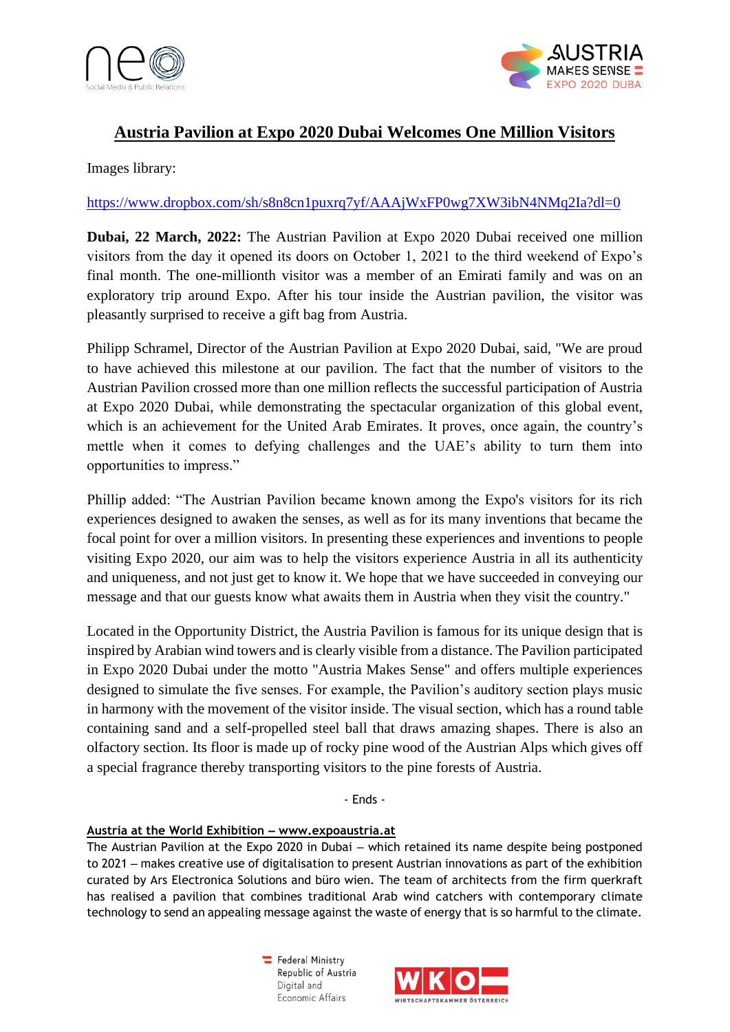# Austria Pavilion at Expo 2020 Dubai Welcomes One Million Visitors

Images library:

https://www.dropbox.com/sh/s8n8cn1puxrq7yf/AAAjWxFP0wg7XW3ibN4NMq2Ia?dl=0

**Dubai, 22 March, 2022:** The Austrian Pavilion at Expo 2020 Dubai received one million visitors from the day it opened its doors on October 1, 2021 to the third weekend of Expo's final month. The one-millionth visitor was a member of an Emirati family and was on an exploratory trip around Expo. After his tour inside the Austrian pavilion, the visitor was pleasantly surprised to receive a gift bag from Austria.

Philipp Schramel, Director of the Austrian Pavilion at Expo 2020 Dubai, said, "We are proud to have achieved this milestone at our pavilion. The fact that the number of visitors to the Austrian Pavilion crossed more than one million reflects the successful participation of Austria at Expo 2020 Dubai, while demonstrating the spectacular organization of this global event, which is an achievement for the United Arab Emirates. It proves, once again, the country's mettle when it comes to defying challenges and the UAE's ability to turn them into opportunities to impress."

Phillip added: "The Austrian Pavilion became known among the Expo's visitors for its rich experiences designed to awaken the senses, as well as for its many inventions that became the focal point for over a million visitors. In presenting these experiences and inventions to people visiting Expo 2020, our aim was to help the visitors experience Austria in all its authenticity and uniqueness, and not just get to know it. We hope that we have succeeded in conveying our message and that our guests know what awaits them in Austria when they visit the country."

Located in the Opportunity District, the Austria Pavilion is famous for its unique design that is inspired by Arabian wind towers and is clearly visible from a distance. The Pavilion participated in Expo 2020 Dubai under the motto "Austria Makes Sense" and offers multiple experiences designed to simulate the five senses. For example, the Pavilion's auditory section plays music in harmony with the movement of the visitor inside. The visual section, which has a round table containing sand and a self-propelled steel ball that draws amazing shapes. There is also an olfactory section. Its floor is made up of rocky pine wood of the Austrian Alps which gives off a special fragrance thereby transporting visitors to the pine forests of Austria.

\- Ends -

**Austria at the World Exhibition – www.expoaustria.at**

The Austrian Pavilion at the Expo 2020 in Dubai – which retained its name despite being postponed to 2021 – makes creative use of digitalisation to present Austrian innovations as part of the exhibition curated by Ars Electronica Solutions and büro wien. The team of architects from the firm querkraft has realised a pavilion that combines traditional Arab wind catchers with contemporary climate technology to send an appealing message against the waste of energy that is so harmful to the climate.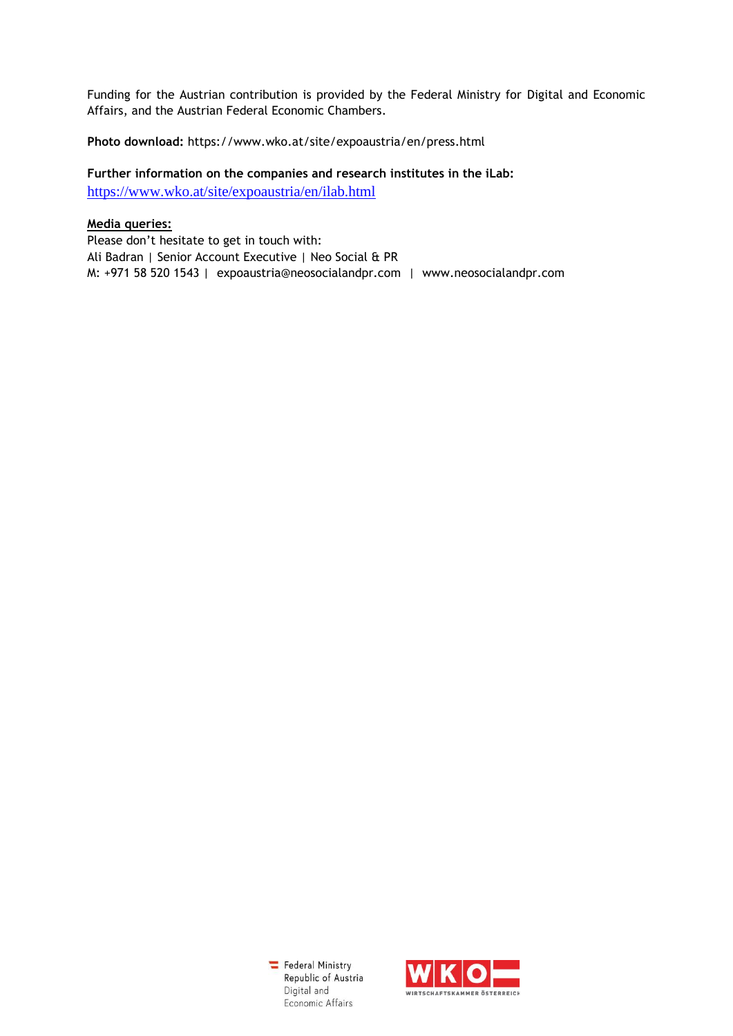Funding for the Austrian contribution is provided by the Federal Ministry for Digital and Economic Affairs, and the Austrian Federal Economic Chambers.

**Photo download:** https://www.wko.at/site/expoaustria/en/press.html

**Further information on the companies and research institutes in the iLab:**
https://www.wko.at/site/expoaustria/en/ilab.html

**Media queries:**
Please don't hesitate to get in touch with:
Ali Badran | Senior Account Executive | Neo Social & PR
M: +971 58 520 1543 | expoaustria@neosocialandpr.com | www.neosocialandpr.com

Federal Ministry
Republic of Austria
Digital and
Economic Affairs

WKO
WIRTSCHAFTSKAMMER ÖSTERREICH